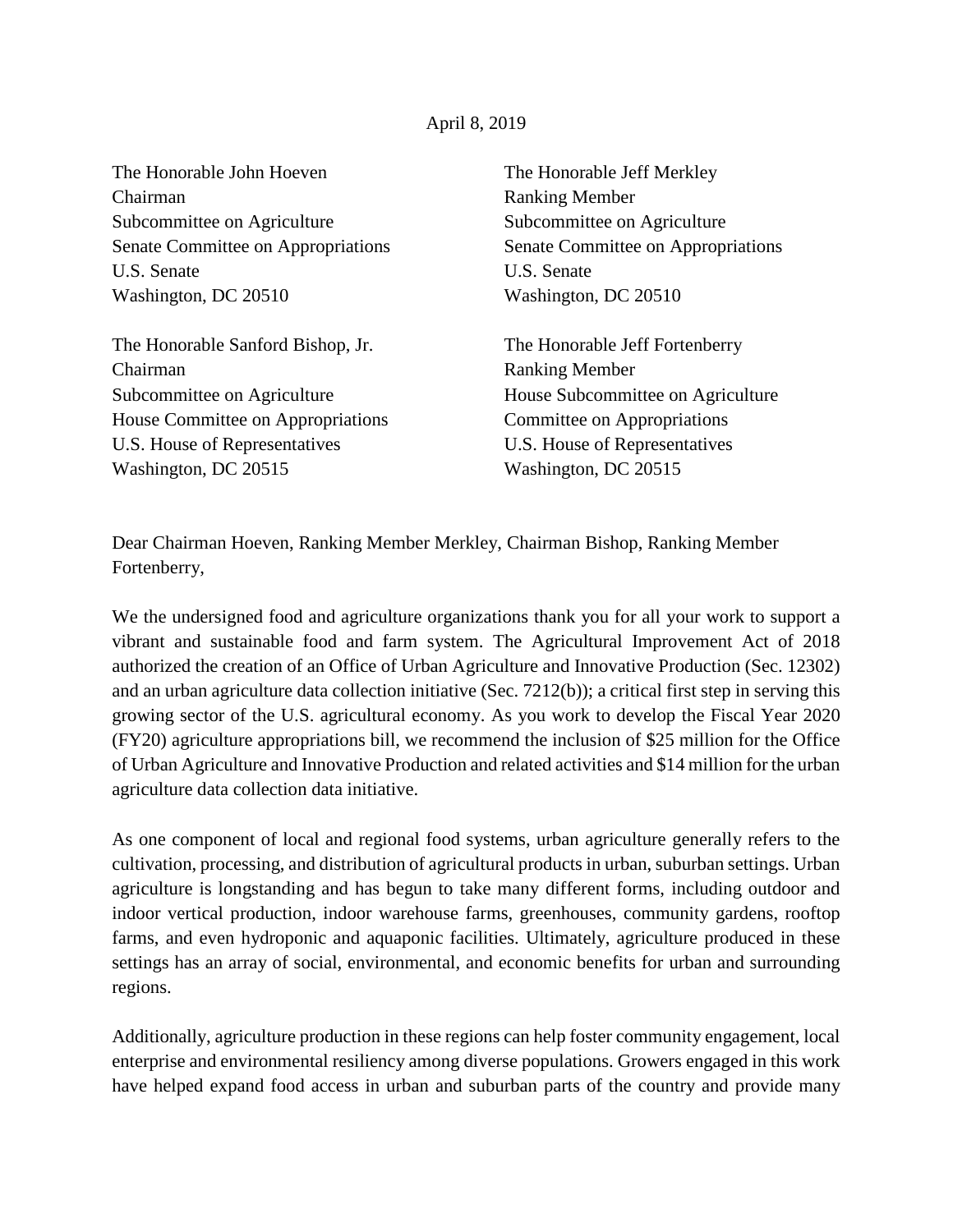April 8, 2019

The Honorable John Hoeven
Chairman
Subcommittee on Agriculture
Senate Committee on Appropriations
U.S. Senate
Washington, DC 20510

The Honorable Jeff Merkley
Ranking Member
Subcommittee on Agriculture
Senate Committee on Appropriations
U.S. Senate
Washington, DC 20510

The Honorable Sanford Bishop, Jr.
Chairman
Subcommittee on Agriculture
House Committee on Appropriations
U.S. House of Representatives
Washington, DC 20515

The Honorable Jeff Fortenberry
Ranking Member
House Subcommittee on Agriculture
Committee on Appropriations
U.S. House of Representatives
Washington, DC 20515

Dear Chairman Hoeven, Ranking Member Merkley, Chairman Bishop, Ranking Member Fortenberry,

We the undersigned food and agriculture organizations thank you for all your work to support a vibrant and sustainable food and farm system. The Agricultural Improvement Act of 2018 authorized the creation of an Office of Urban Agriculture and Innovative Production (Sec. 12302) and an urban agriculture data collection initiative (Sec. 7212(b)); a critical first step in serving this growing sector of the U.S. agricultural economy. As you work to develop the Fiscal Year 2020 (FY20) agriculture appropriations bill, we recommend the inclusion of $25 million for the Office of Urban Agriculture and Innovative Production and related activities and $14 million for the urban agriculture data collection data initiative.

As one component of local and regional food systems, urban agriculture generally refers to the cultivation, processing, and distribution of agricultural products in urban, suburban settings. Urban agriculture is longstanding and has begun to take many different forms, including outdoor and indoor vertical production, indoor warehouse farms, greenhouses, community gardens, rooftop farms, and even hydroponic and aquaponic facilities. Ultimately, agriculture produced in these settings has an array of social, environmental, and economic benefits for urban and surrounding regions.

Additionally, agriculture production in these regions can help foster community engagement, local enterprise and environmental resiliency among diverse populations. Growers engaged in this work have helped expand food access in urban and suburban parts of the country and provide many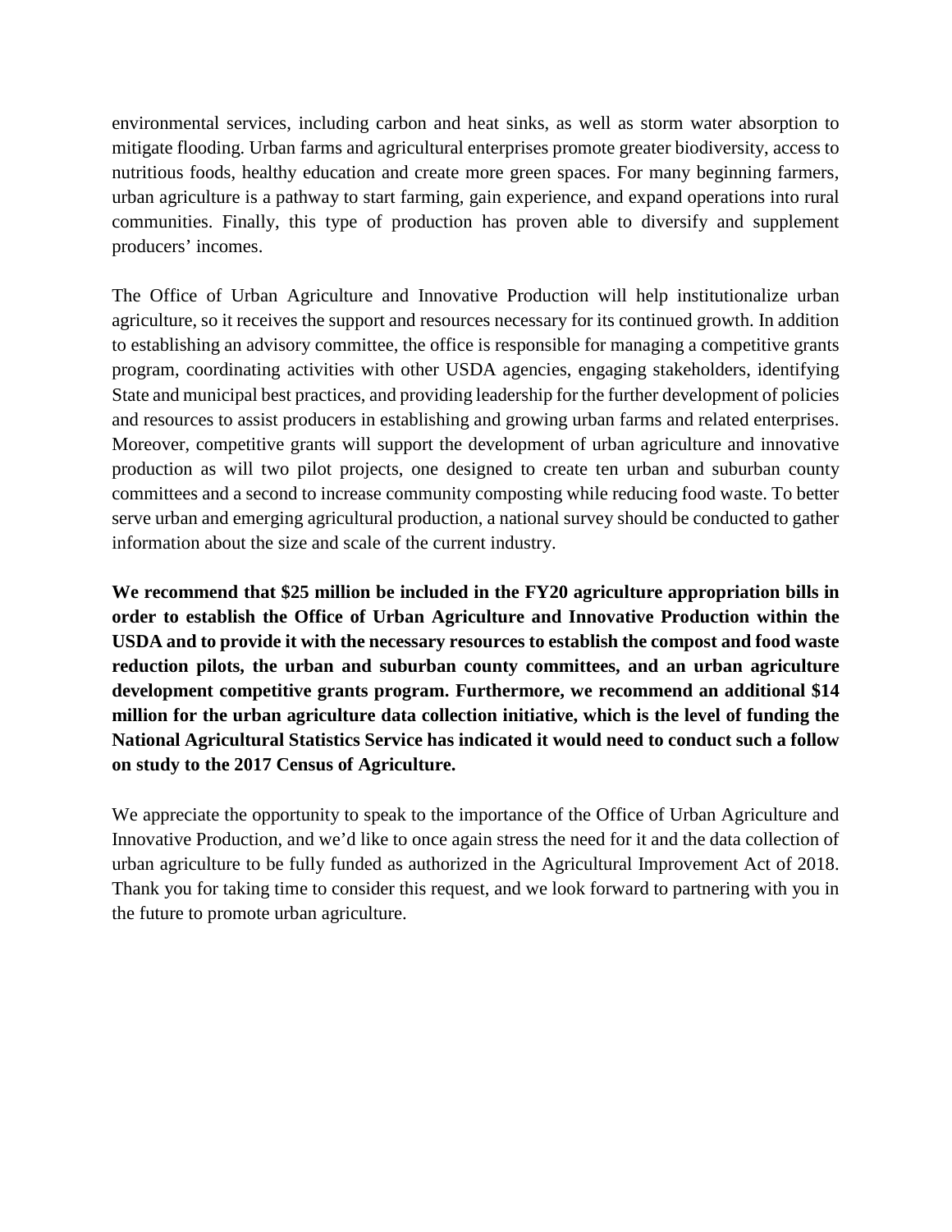environmental services, including carbon and heat sinks, as well as storm water absorption to mitigate flooding. Urban farms and agricultural enterprises promote greater biodiversity, access to nutritious foods, healthy education and create more green spaces. For many beginning farmers, urban agriculture is a pathway to start farming, gain experience, and expand operations into rural communities. Finally, this type of production has proven able to diversify and supplement producers' incomes.

The Office of Urban Agriculture and Innovative Production will help institutionalize urban agriculture, so it receives the support and resources necessary for its continued growth. In addition to establishing an advisory committee, the office is responsible for managing a competitive grants program, coordinating activities with other USDA agencies, engaging stakeholders, identifying State and municipal best practices, and providing leadership for the further development of policies and resources to assist producers in establishing and growing urban farms and related enterprises. Moreover, competitive grants will support the development of urban agriculture and innovative production as will two pilot projects, one designed to create ten urban and suburban county committees and a second to increase community composting while reducing food waste. To better serve urban and emerging agricultural production, a national survey should be conducted to gather information about the size and scale of the current industry.

**We recommend that $25 million be included in the FY20 agriculture appropriation bills in order to establish the Office of Urban Agriculture and Innovative Production within the USDA and to provide it with the necessary resources to establish the compost and food waste reduction pilots, the urban and suburban county committees, and an urban agriculture development competitive grants program. Furthermore, we recommend an additional $14 million for the urban agriculture data collection initiative, which is the level of funding the National Agricultural Statistics Service has indicated it would need to conduct such a follow on study to the 2017 Census of Agriculture.**

We appreciate the opportunity to speak to the importance of the Office of Urban Agriculture and Innovative Production, and we'd like to once again stress the need for it and the data collection of urban agriculture to be fully funded as authorized in the Agricultural Improvement Act of 2018. Thank you for taking time to consider this request, and we look forward to partnering with you in the future to promote urban agriculture.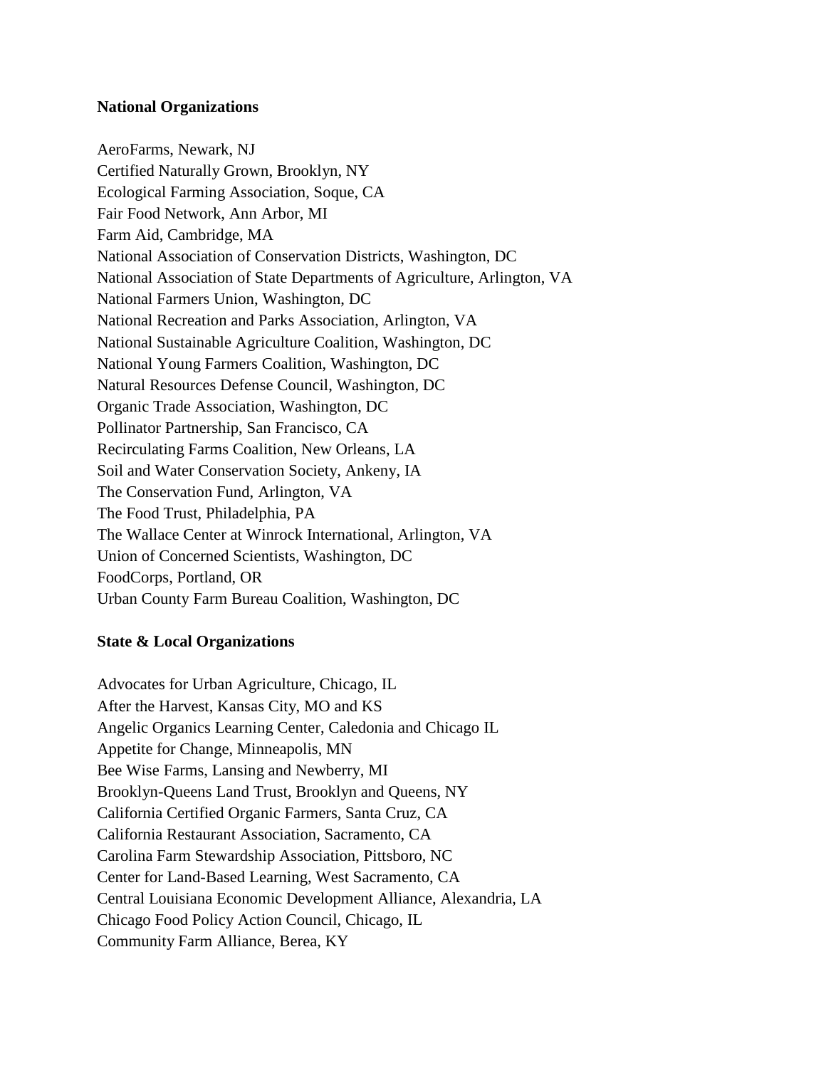**National Organizations**

AeroFarms, Newark, NJ
Certified Naturally Grown, Brooklyn, NY
Ecological Farming Association, Soque, CA
Fair Food Network, Ann Arbor, MI
Farm Aid, Cambridge, MA
National Association of Conservation Districts, Washington, DC
National Association of State Departments of Agriculture, Arlington, VA
National Farmers Union, Washington, DC
National Recreation and Parks Association, Arlington, VA
National Sustainable Agriculture Coalition, Washington, DC
National Young Farmers Coalition, Washington, DC
Natural Resources Defense Council, Washington, DC
Organic Trade Association, Washington, DC
Pollinator Partnership, San Francisco, CA
Recirculating Farms Coalition, New Orleans, LA
Soil and Water Conservation Society, Ankeny, IA
The Conservation Fund, Arlington, VA
The Food Trust, Philadelphia, PA
The Wallace Center at Winrock International, Arlington, VA
Union of Concerned Scientists, Washington, DC
FoodCorps, Portland, OR
Urban County Farm Bureau Coalition, Washington, DC

**State & Local Organizations**

Advocates for Urban Agriculture, Chicago, IL
After the Harvest, Kansas City, MO and KS
Angelic Organics Learning Center, Caledonia and Chicago IL
Appetite for Change, Minneapolis, MN
Bee Wise Farms, Lansing and Newberry, MI
Brooklyn-Queens Land Trust, Brooklyn and Queens, NY
California Certified Organic Farmers, Santa Cruz, CA
California Restaurant Association, Sacramento, CA
Carolina Farm Stewardship Association, Pittsboro, NC
Center for Land-Based Learning, West Sacramento, CA
Central Louisiana Economic Development Alliance, Alexandria, LA
Chicago Food Policy Action Council, Chicago, IL
Community Farm Alliance, Berea, KY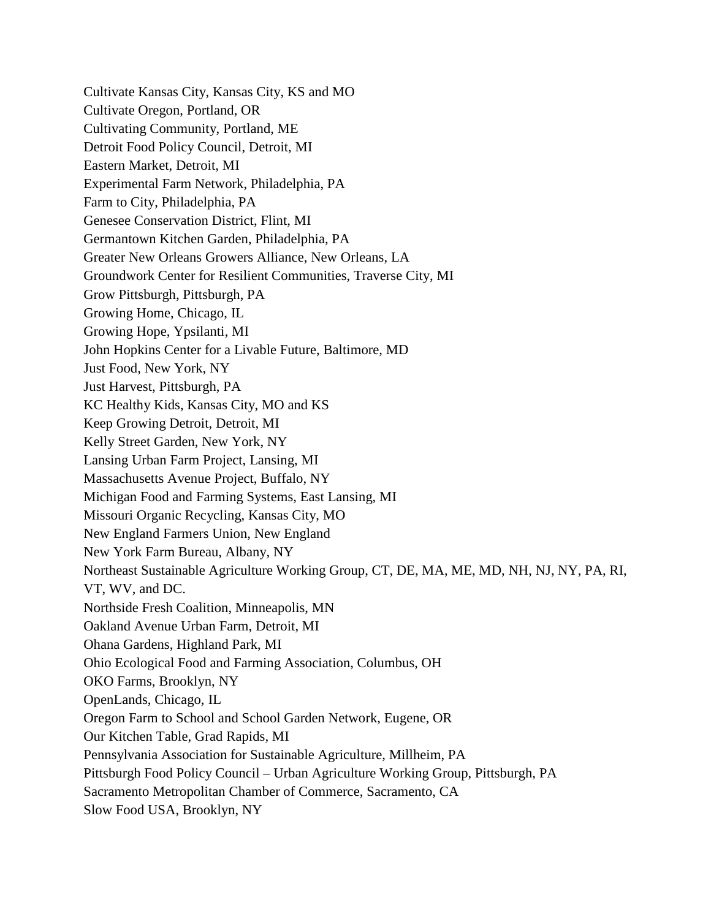Cultivate Kansas City, Kansas City, KS and MO
Cultivate Oregon, Portland, OR
Cultivating Community, Portland, ME
Detroit Food Policy Council, Detroit, MI
Eastern Market, Detroit, MI
Experimental Farm Network, Philadelphia, PA
Farm to City, Philadelphia, PA
Genesee Conservation District, Flint, MI
Germantown Kitchen Garden, Philadelphia, PA
Greater New Orleans Growers Alliance, New Orleans, LA
Groundwork Center for Resilient Communities, Traverse City, MI
Grow Pittsburgh, Pittsburgh, PA
Growing Home, Chicago, IL
Growing Hope, Ypsilanti, MI
John Hopkins Center for a Livable Future, Baltimore, MD
Just Food, New York, NY
Just Harvest, Pittsburgh, PA
KC Healthy Kids, Kansas City, MO and KS
Keep Growing Detroit, Detroit, MI
Kelly Street Garden, New York, NY
Lansing Urban Farm Project, Lansing, MI
Massachusetts Avenue Project, Buffalo, NY
Michigan Food and Farming Systems, East Lansing, MI
Missouri Organic Recycling, Kansas City, MO
New England Farmers Union, New England
New York Farm Bureau, Albany, NY
Northeast Sustainable Agriculture Working Group, CT, DE, MA, ME, MD, NH, NJ, NY, PA, RI, VT, WV, and DC.
Northside Fresh Coalition, Minneapolis, MN
Oakland Avenue Urban Farm, Detroit, MI
Ohana Gardens, Highland Park, MI
Ohio Ecological Food and Farming Association, Columbus, OH
OKO Farms, Brooklyn, NY
OpenLands, Chicago, IL
Oregon Farm to School and School Garden Network, Eugene, OR
Our Kitchen Table, Grad Rapids, MI
Pennsylvania Association for Sustainable Agriculture, Millheim, PA
Pittsburgh Food Policy Council – Urban Agriculture Working Group, Pittsburgh, PA
Sacramento Metropolitan Chamber of Commerce, Sacramento, CA
Slow Food USA, Brooklyn, NY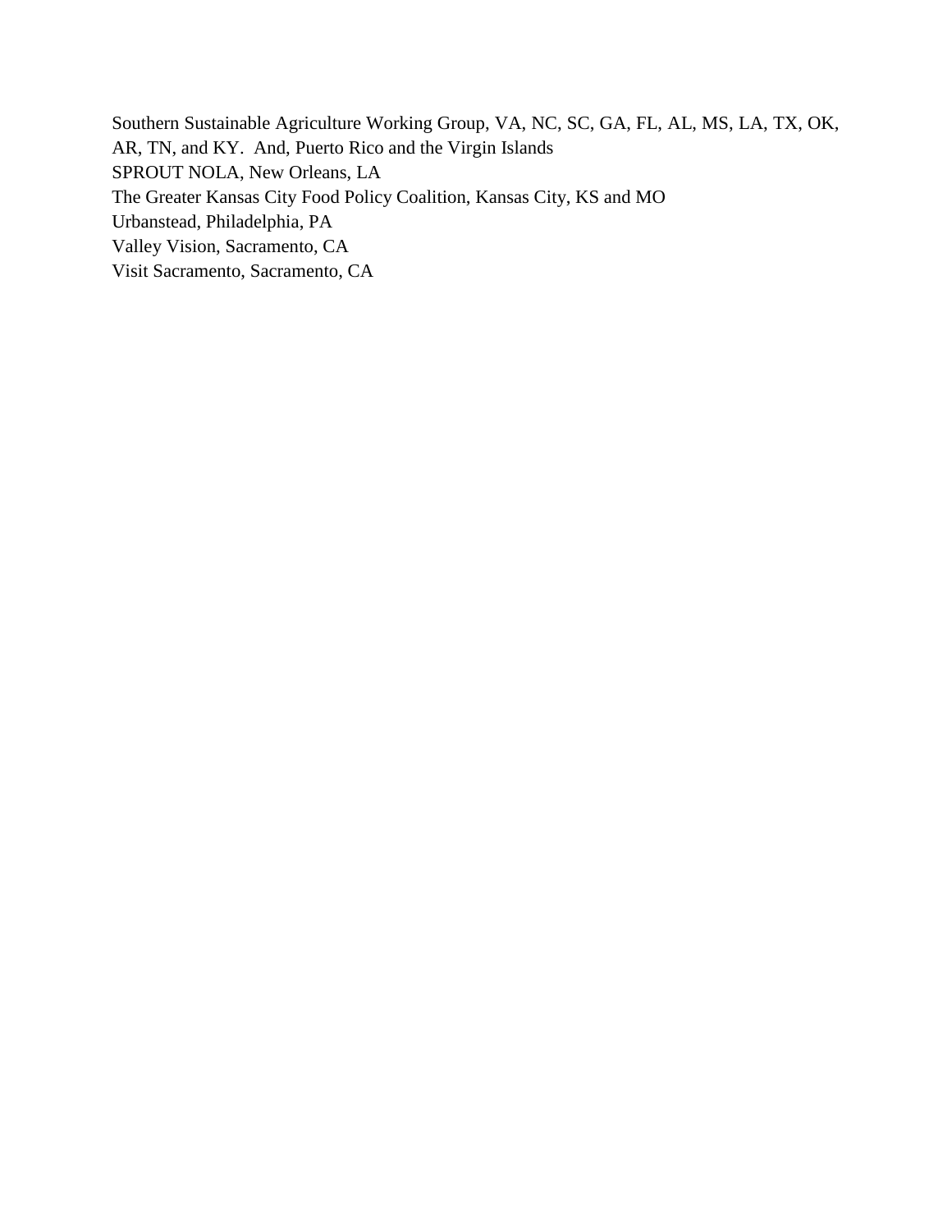Southern Sustainable Agriculture Working Group, VA, NC, SC, GA, FL, AL, MS, LA, TX, OK, AR, TN, and KY.  And, Puerto Rico and the Virgin Islands
SPROUT NOLA, New Orleans, LA
The Greater Kansas City Food Policy Coalition, Kansas City, KS and MO
Urbanstead, Philadelphia, PA
Valley Vision, Sacramento, CA
Visit Sacramento, Sacramento, CA